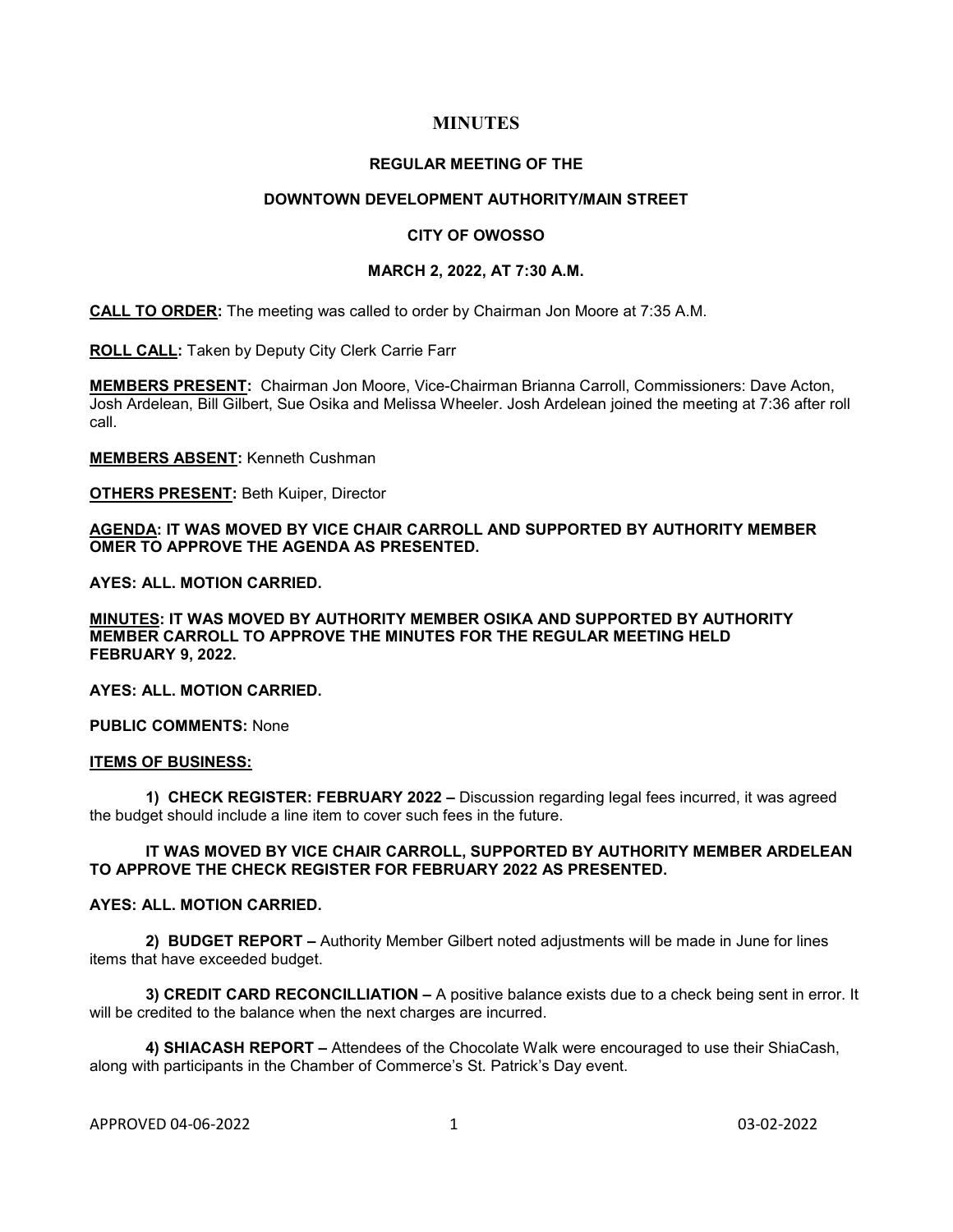# MINUTES

## REGULAR MEETING OF THE

## DOWNTOWN DEVELOPMENT AUTHORITY/MAIN STREET

## CITY OF OWOSSO

## MARCH 2, 2022, AT 7:30 A.M.

**CALL TO ORDER:** The meeting was called to order by Chairman Jon Moore at 7:35 A.M.

**ROLL CALL:** Taken by Deputy City Clerk Carrie Farr

**MEMBERS PRESENT:** Chairman Jon Moore, Vice-Chairman Brianna Carroll, Commissioners: Dave Acton, Josh Ardelean, Bill Gilbert, Sue Osika and Melissa Wheeler. Josh Ardelean joined the meeting at 7:36 after roll call.

**MEMBERS ABSENT:** Kenneth Cushman

**OTHERS PRESENT:** Beth Kuiper, Director

**AGENDA: IT WAS MOVED BY VICE CHAIR CARROLL AND SUPPORTED BY AUTHORITY MEMBER OMER TO APPROVE THE AGENDA AS PRESENTED.**

**AYES: ALL. MOTION CARRIED.**

**MINUTES: IT WAS MOVED BY AUTHORITY MEMBER OSIKA AND SUPPORTED BY AUTHORITY MEMBER CARROLL TO APPROVE THE MINUTES FOR THE REGULAR MEETING HELD FEBRUARY 9, 2022.**

**AYES: ALL. MOTION CARRIED.**

**PUBLIC COMMENTS:** None

**ITEMS OF BUSINESS:**

**1) CHECK REGISTER: FEBRUARY 2022 –** Discussion regarding legal fees incurred, it was agreed the budget should include a line item to cover such fees in the future.

**IT WAS MOVED BY VICE CHAIR CARROLL, SUPPORTED BY AUTHORITY MEMBER ARDELEAN TO APPROVE THE CHECK REGISTER FOR FEBRUARY 2022 AS PRESENTED.**

**AYES: ALL. MOTION CARRIED.**

**2) BUDGET REPORT –** Authority Member Gilbert noted adjustments will be made in June for lines items that have exceeded budget.

**3) CREDIT CARD RECONCILLIATION –** A positive balance exists due to a check being sent in error. It will be credited to the balance when the next charges are incurred.

**4) SHIACASH REPORT –** Attendees of the Chocolate Walk were encouraged to use their ShiaCash, along with participants in the Chamber of Commerce's St. Patrick's Day event.

APPROVED 04-06-2022 03-02-2022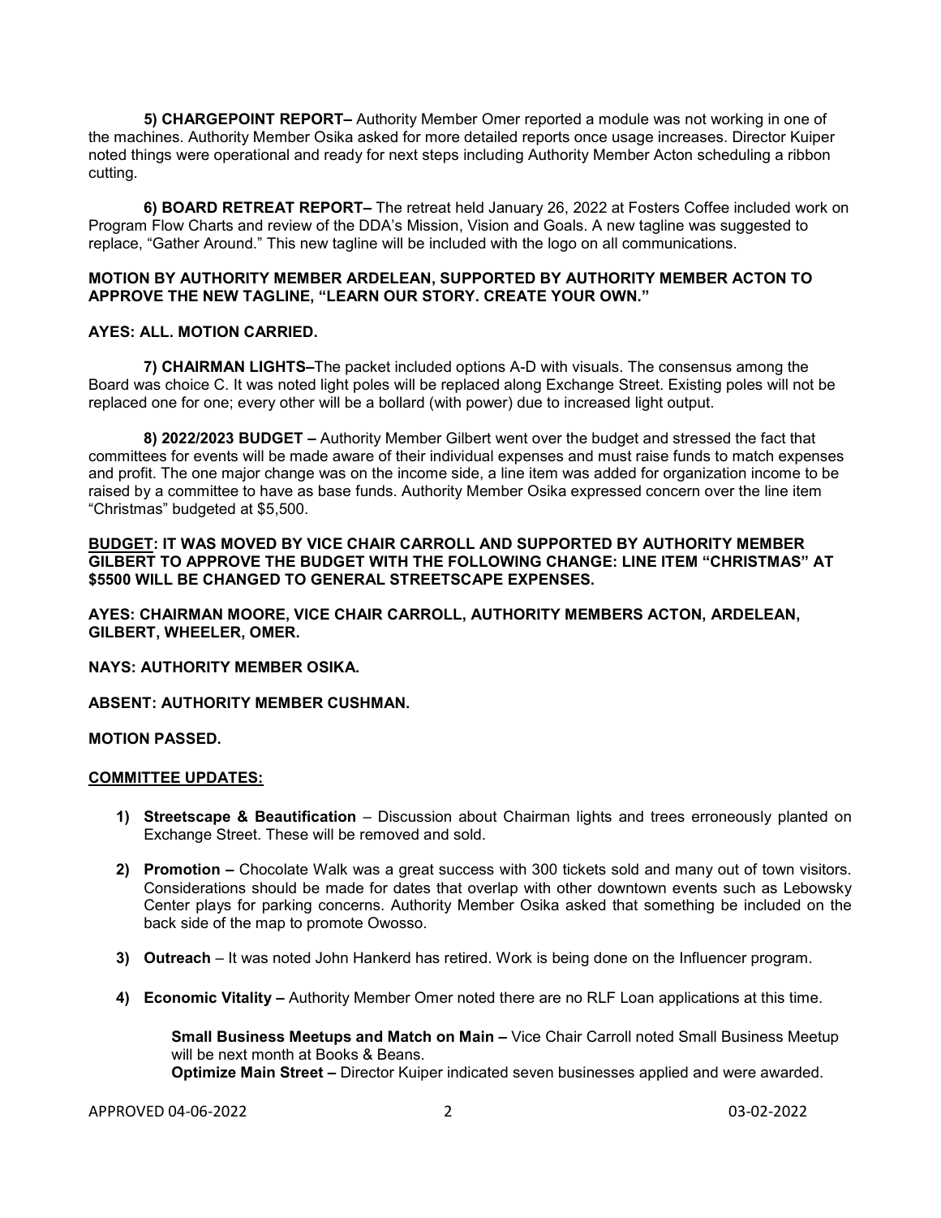**5) CHARGEPOINT REPORT–** Authority Member Omer reported a module was not working in one of the machines. Authority Member Osika asked for more detailed reports once usage increases. Director Kuiper noted things were operational and ready for next steps including Authority Member Acton scheduling a ribbon cutting.

**6) BOARD RETREAT REPORT–** The retreat held January 26, 2022 at Fosters Coffee included work on Program Flow Charts and review of the DDA's Mission, Vision and Goals. A new tagline was suggested to replace, "Gather Around." This new tagline will be included with the logo on all communications.

**MOTION BY AUTHORITY MEMBER ARDELEAN, SUPPORTED BY AUTHORITY MEMBER ACTON TO APPROVE THE NEW TAGLINE, "LEARN OUR STORY. CREATE YOUR OWN."**

**AYES: ALL. MOTION CARRIED.**

**7) CHAIRMAN LIGHTS–**The packet included options A-D with visuals. The consensus among the Board was choice C. It was noted light poles will be replaced along Exchange Street. Existing poles will not be replaced one for one; every other will be a bollard (with power) due to increased light output.

**8) 2022/2023 BUDGET –** Authority Member Gilbert went over the budget and stressed the fact that committees for events will be made aware of their individual expenses and must raise funds to match expenses and profit. The one major change was on the income side, a line item was added for organization income to be raised by a committee to have as base funds. Authority Member Osika expressed concern over the line item "Christmas" budgeted at $5,500.

**<u>BUDGET</u>: IT WAS MOVED BY VICE CHAIR CARROLL AND SUPPORTED BY AUTHORITY MEMBER GILBERT TO APPROVE THE BUDGET WITH THE FOLLOWING CHANGE: LINE ITEM "CHRISTMAS" AT $5500 WILL BE CHANGED TO GENERAL STREETSCAPE EXPENSES.**

**AYES: CHAIRMAN MOORE, VICE CHAIR CARROLL, AUTHORITY MEMBERS ACTON, ARDELEAN, GILBERT, WHEELER, OMER.**

**NAYS: AUTHORITY MEMBER OSIKA.**

**ABSENT: AUTHORITY MEMBER CUSHMAN.**

**MOTION PASSED.**

**<u>COMMITTEE UPDATES:</u>**

1) **Streetscape & Beautification** – Discussion about Chairman lights and trees erroneously planted on Exchange Street. These will be removed and sold.
2) **Promotion –** Chocolate Walk was a great success with 300 tickets sold and many out of town visitors. Considerations should be made for dates that overlap with other downtown events such as Lebowsky Center plays for parking concerns. Authority Member Osika asked that something be included on the back side of the map to promote Owosso.
3) **Outreach** – It was noted John Hankerd has retired. Work is being done on the Influencer program.
4) **Economic Vitality –** Authority Member Omer noted there are no RLF Loan applications at this time.

   **Small Business Meetups and Match on Main –** Vice Chair Carroll noted Small Business Meetup will be next month at Books & Beans.
   **Optimize Main Street –** Director Kuiper indicated seven businesses applied and were awarded.

APPROVED 04-06-2022 03-02-2022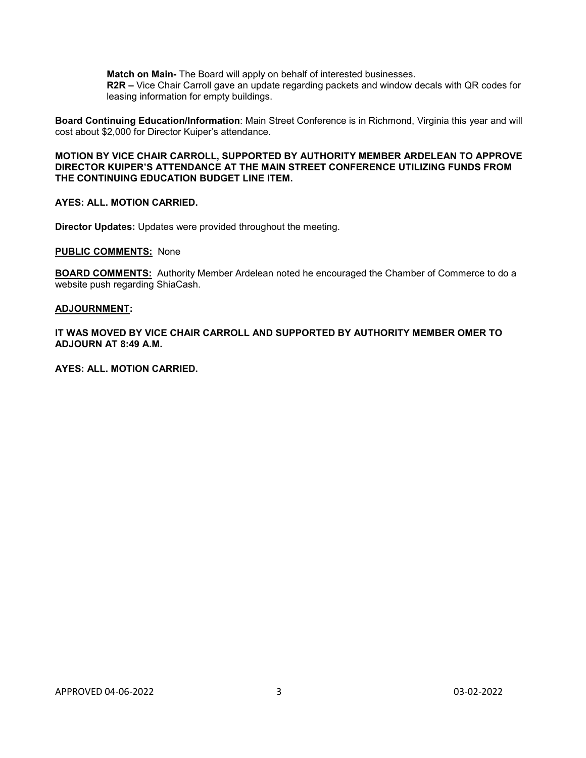**Match on Main-** The Board will apply on behalf of interested businesses.
**R2R –** Vice Chair Carroll gave an update regarding packets and window decals with QR codes for leasing information for empty buildings.

**Board Continuing Education/Information**: Main Street Conference is in Richmond, Virginia this year and will cost about $2,000 for Director Kuiper's attendance.

**MOTION BY VICE CHAIR CARROLL, SUPPORTED BY AUTHORITY MEMBER ARDELEAN TO APPROVE DIRECTOR KUIPER'S ATTENDANCE AT THE MAIN STREET CONFERENCE UTILIZING FUNDS FROM THE CONTINUING EDUCATION BUDGET LINE ITEM.**

**AYES: ALL. MOTION CARRIED.**

**Director Updates:** Updates were provided throughout the meeting.

**PUBLIC COMMENTS:** None

**BOARD COMMENTS:** Authority Member Ardelean noted he encouraged the Chamber of Commerce to do a website push regarding ShiaCash.

**ADJOURNMENT:**

**IT WAS MOVED BY VICE CHAIR CARROLL AND SUPPORTED BY AUTHORITY MEMBER OMER TO ADJOURN AT 8:49 A.M.**

**AYES: ALL. MOTION CARRIED.**

APPROVED 04-06-2022 03-02-2022